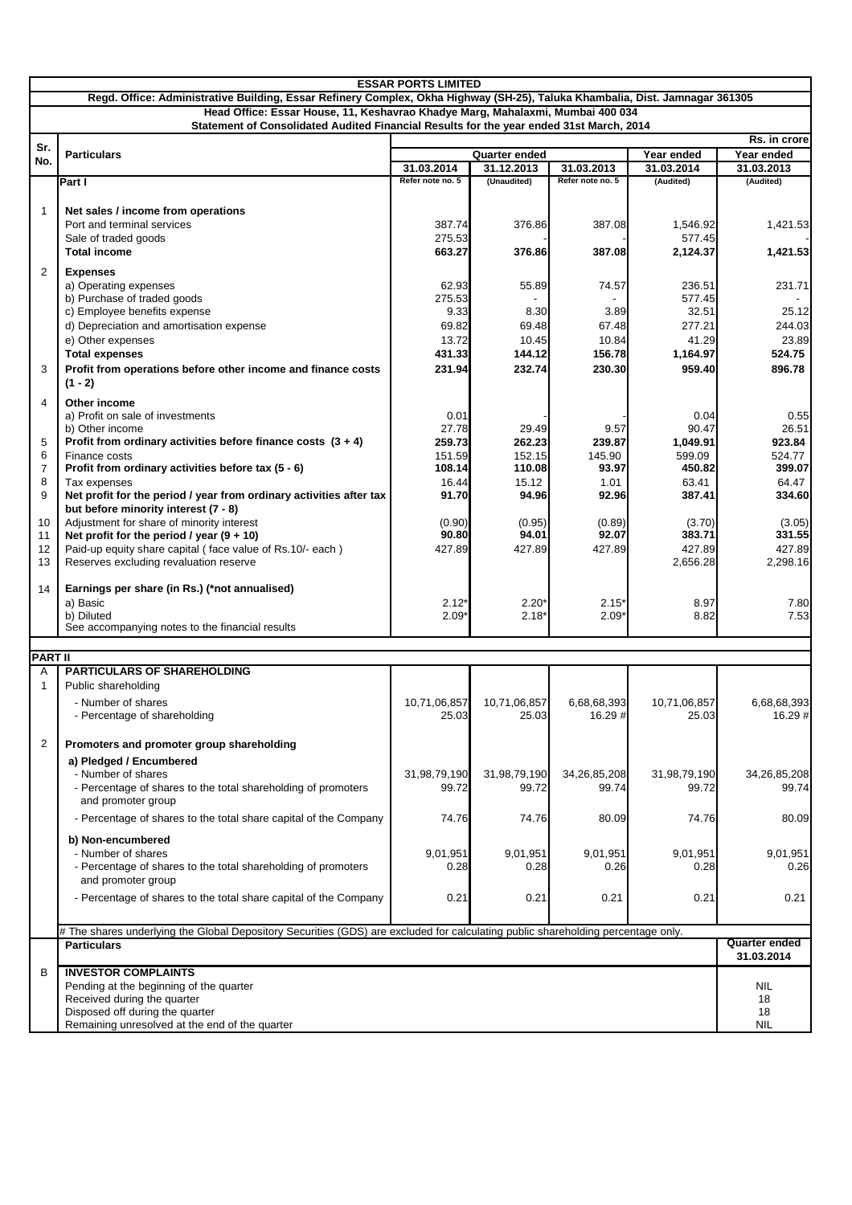# ESSAR PORTS LIMITED

**Regd. Office: Administrative Building, Essar Refinery Complex, Okha Highway (SH-25), Taluka Khambalia, Dist. Jamnagar 361305**

**Head Office: Essar House, 11, Keshavrao Khadye Marg, Mahalaxmi, Mumbai 400 034**

**Statement of Consolidated Audited Financial Results for the year ended 31st March, 2014**

Rs. in crore

| Sr. No. | Particulars | Quarter ended | | | Year ended | Year ended |
|---|---|---|---|---|---|---|
| | | 31.03.2014 | 31.12.2013 | 31.03.2013 | 31.03.2014 | 31.03.2013 |
| | **Part I** | Refer note no. 5 | (Unaudited) | Refer note no. 5 | (Audited) | (Audited) |
| 1 | **Net sales / income from operations** | | | | | |
| | Port and terminal services | 387.74 | 376.86 | 387.08 | 1,546.92 | 1,421.53 |
| | Sale of traded goods | 275.53 | - | - | 577.45 | - |
| | **Total income** | **663.27** | **376.86** | **387.08** | **2,124.37** | **1,421.53** |
| 2 | **Expenses** | | | | | |
| | a) Operating expenses | 62.93 | 55.89 | 74.57 | 236.51 | 231.71 |
| | b) Purchase of traded goods | 275.53 | - | - | 577.45 | - |
| | c) Employee benefits expense | 9.33 | 8.30 | 3.89 | 32.51 | 25.12 |
| | d) Depreciation and amortisation expense | 69.82 | 69.48 | 67.48 | 277.21 | 244.03 |
| | e) Other expenses | 13.72 | 10.45 | 10.84 | 41.29 | 23.89 |
| | **Total expenses** | **431.33** | **144.12** | **156.78** | **1,164.97** | **524.75** |
| 3 | **Profit from operations before other income and finance costs (1 - 2)** | **231.94** | **232.74** | **230.30** | **959.40** | **896.78** |
| 4 | **Other income** | | | | | |
| | a) Profit on sale of investments | 0.01 | - | - | 0.04 | 0.55 |
| | b) Other income | 27.78 | 29.49 | 9.57 | 90.47 | 26.51 |
| 5 | **Profit from ordinary activities before finance costs (3 + 4)** | **259.73** | **262.23** | **239.87** | **1,049.91** | **923.84** |
| 6 | Finance costs | 151.59 | 152.15 | 145.90 | 599.09 | 524.77 |
| 7 | **Profit from ordinary activities before tax (5 - 6)** | **108.14** | **110.08** | **93.97** | **450.82** | **399.07** |
| 8 | Tax expenses | 16.44 | 15.12 | 1.01 | 63.41 | 64.47 |
| 9 | **Net profit for the period / year from ordinary activities after tax but before minority interest (7 - 8)** | **91.70** | **94.96** | **92.96** | **387.41** | **334.60** |
| 10 | Adjustment for share of minority interest | (0.90) | (0.95) | (0.89) | (3.70) | (3.05) |
| 11 | **Net profit for the period / year (9 + 10)** | **90.80** | **94.01** | **92.07** | **383.71** | **331.55** |
| 12 | Paid-up equity share capital ( face value of Rs.10/- each ) | 427.89 | 427.89 | 427.89 | 427.89 | 427.89 |
| 13 | Reserves excluding revaluation reserve | | | | 2,656.28 | 2,298.16 |
| 14 | **Earnings per share (in Rs.) (*not annualised)** | | | | | |
| | a) Basic | 2.12* | 2.20* | 2.15* | 8.97 | 7.80 |
| | b) Diluted | 2.09* | 2.18* | 2.09* | 8.82 | 7.53 |
| | See accompanying notes to the financial results | | | | | |
| **PART II** | | | | | | |
| A | **PARTICULARS OF SHAREHOLDING** | | | | | |
| 1 | Public shareholding | | | | | |
| | - Number of shares | 10,71,06,857 | 10,71,06,857 | 6,68,68,393 | 10,71,06,857 | 6,68,68,393 |
| | - Percentage of shareholding | 25.03 | 25.03 | 16.29 # | 25.03 | 16.29 # |
| 2 | **Promoters and promoter group shareholding** | | | | | |
| | **a) Pledged / Encumbered** | | | | | |
| | - Number of shares | 31,98,79,190 | 31,98,79,190 | 34,26,85,208 | 31,98,79,190 | 34,26,85,208 |
| | - Percentage of shares to the total shareholding of promoters and promoter group | 99.72 | 99.72 | 99.74 | 99.72 | 99.74 |
| | - Percentage of shares to the total share capital of the Company | 74.76 | 74.76 | 80.09 | 74.76 | 80.09 |
| | **b) Non-encumbered** | | | | | |
| | - Number of shares | 9,01,951 | 9,01,951 | 9,01,951 | 9,01,951 | 9,01,951 |
| | - Percentage of shares to the total shareholding of promoters and promoter group | 0.28 | 0.28 | 0.26 | 0.28 | 0.26 |
| | - Percentage of shares to the total share capital of the Company | 0.21 | 0.21 | 0.21 | 0.21 | 0.21 |

# The shares underlying the Global Depository Securities (GDS) are excluded for calculating public shareholding percentage only.

| | Particulars | Quarter ended 31.03.2014 |
|---|---|---|
| B | **INVESTOR COMPLAINTS** | |
| | Pending at the beginning of the quarter | NIL |
| | Received during the quarter | 18 |
| | Disposed off during the quarter | 18 |
| | Remaining unresolved at the end of the quarter | NIL |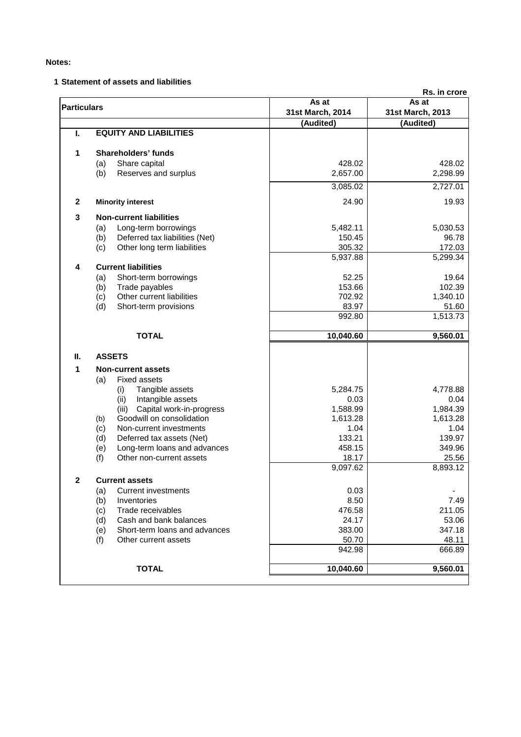**Notes:**

**1 Statement of assets and liabilities**

Rs. in crore

| Particulars | | | As at 31st March, 2014 | As at 31st March, 2013 |
|---|---|---|---|---|
| | | | (Audited) | (Audited) |
| **I.** | **EQUITY AND LIABILITIES** | | | |
| **1** | **Shareholders' funds** | | | |
| | (a) | Share capital | 428.02 | 428.02 |
| | (b) | Reserves and surplus | 2,657.00 | 2,298.99 |
| | | | 3,085.02 | 2,727.01 |
| **2** | **Minority interest** | | 24.90 | 19.93 |
| **3** | **Non-current liabilities** | | | |
| | (a) | Long-term borrowings | 5,482.11 | 5,030.53 |
| | (b) | Deferred tax liabilities (Net) | 150.45 | 96.78 |
| | (c) | Other long term liabilities | 305.32 | 172.03 |
| | | | 5,937.88 | 5,299.34 |
| **4** | **Current liabilities** | | | |
| | (a) | Short-term borrowings | 52.25 | 19.64 |
| | (b) | Trade payables | 153.66 | 102.39 |
| | (c) | Other current liabilities | 702.92 | 1,340.10 |
| | (d) | Short-term provisions | 83.97 | 51.60 |
| | | | 992.80 | 1,513.73 |
| | **TOTAL** | | **10,040.60** | **9,560.01** |
| **II.** | **ASSETS** | | | |
| **1** | **Non-current assets** | | | |
| | (a) | Fixed assets | | |
| | | (i) Tangible assets | 5,284.75 | 4,778.88 |
| | | (ii) Intangible assets | 0.03 | 0.04 |
| | | (iii) Capital work-in-progress | 1,588.99 | 1,984.39 |
| | (b) | Goodwill on consolidation | 1,613.28 | 1,613.28 |
| | (c) | Non-current investments | 1.04 | 1.04 |
| | (d) | Deferred tax assets (Net) | 133.21 | 139.97 |
| | (e) | Long-term loans and advances | 458.15 | 349.96 |
| | (f) | Other non-current assets | 18.17 | 25.56 |
| | | | 9,097.62 | 8,893.12 |
| **2** | **Current assets** | | | |
| | (a) | Current investments | 0.03 | - |
| | (b) | Inventories | 8.50 | 7.49 |
| | (c) | Trade receivables | 476.58 | 211.05 |
| | (d) | Cash and bank balances | 24.17 | 53.06 |
| | (e) | Short-term loans and advances | 383.00 | 347.18 |
| | (f) | Other current assets | 50.70 | 48.11 |
| | | | 942.98 | 666.89 |
| | **TOTAL** | | **10,040.60** | **9,560.01** |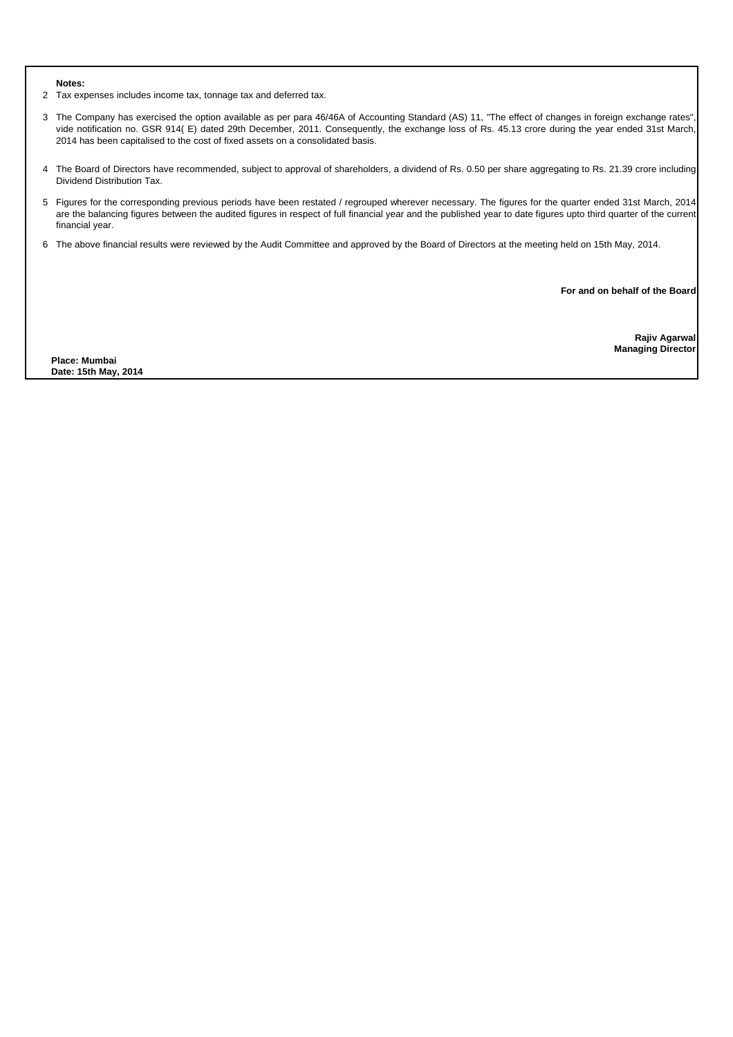**Notes:**

2 Tax expenses includes income tax, tonnage tax and deferred tax.

3 The Company has exercised the option available as per para 46/46A of Accounting Standard (AS) 11, "The effect of changes in foreign exchange rates", vide notification no. GSR 914( E) dated 29th December, 2011. Consequently, the exchange loss of Rs. 45.13 crore during the year ended 31st March, 2014 has been capitalised to the cost of fixed assets on a consolidated basis.

4 The Board of Directors have recommended, subject to approval of shareholders, a dividend of Rs. 0.50 per share aggregating to Rs. 21.39 crore including Dividend Distribution Tax.

5 Figures for the corresponding previous periods have been restated / regrouped wherever necessary. The figures for the quarter ended 31st March, 2014 are the balancing figures between the audited figures in respect of full financial year and the published year to date figures upto third quarter of the current financial year.

6 The above financial results were reviewed by the Audit Committee and approved by the Board of Directors at the meeting held on 15th May, 2014.

**For and on behalf of the Board**

**Rajiv Agarwal**
**Managing Director**

**Place: Mumbai**
**Date: 15th May, 2014**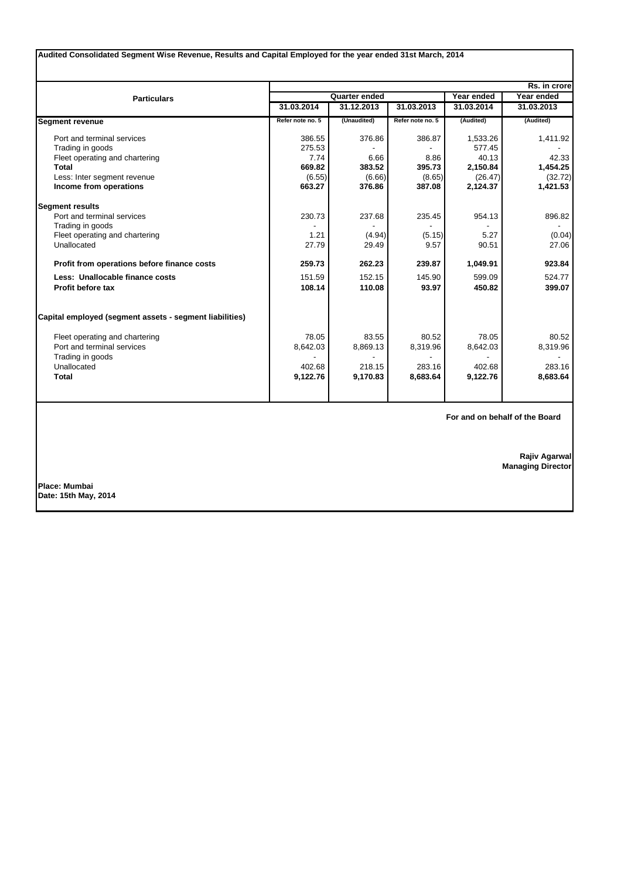**Audited Consolidated Segment Wise Revenue, Results and Capital Employed for the year ended 31st March, 2014**

Rs. in crore

| Particulars | Quarter ended | | | Year ended | Year ended |
|---|---|---|---|---|---|
| | 31.03.2014 | 31.12.2013 | 31.03.2013 | 31.03.2014 | 31.03.2013 |
| | Refer note no. 5 | (Unaudited) | Refer note no. 5 | (Audited) | (Audited) |
| **Segment revenue** | | | | | |
| Port and terminal services | 386.55 | 376.86 | 386.87 | 1,533.26 | 1,411.92 |
| Trading in goods | 275.53 | - | - | 577.45 | - |
| Fleet operating and chartering | 7.74 | 6.66 | 8.86 | 40.13 | 42.33 |
| **Total** | **669.82** | **383.52** | **395.73** | **2,150.84** | **1,454.25** |
| Less: Inter segment revenue | (6.55) | (6.66) | (8.65) | (26.47) | (32.72) |
| **Income from operations** | **663.27** | **376.86** | **387.08** | **2,124.37** | **1,421.53** |
| **Segment results** | | | | | |
| Port and terminal services | 230.73 | 237.68 | 235.45 | 954.13 | 896.82 |
| Trading in goods | - | - | - | - | - |
| Fleet operating and chartering | 1.21 | (4.94) | (5.15) | 5.27 | (0.04) |
| Unallocated | 27.79 | 29.49 | 9.57 | 90.51 | 27.06 |
| **Profit from operations before finance costs** | **259.73** | **262.23** | **239.87** | **1,049.91** | **923.84** |
| **Less: Unallocable finance costs** | 151.59 | 152.15 | 145.90 | 599.09 | 524.77 |
| **Profit before tax** | **108.14** | **110.08** | **93.97** | **450.82** | **399.07** |
| **Capital employed (segment assets - segment liabilities)** | | | | | |
| Fleet operating and chartering | 78.05 | 83.55 | 80.52 | 78.05 | 80.52 |
| Port and terminal services | 8,642.03 | 8,869.13 | 8,319.96 | 8,642.03 | 8,319.96 |
| Trading in goods | - | - | - | - | - |
| Unallocated | 402.68 | 218.15 | 283.16 | 402.68 | 283.16 |
| **Total** | **9,122.76** | **9,170.83** | **8,683.64** | **9,122.76** | **8,683.64** |

**For and on behalf of the Board**

**Rajiv Agarwal**
**Managing Director**

**Place: Mumbai**
**Date: 15th May, 2014**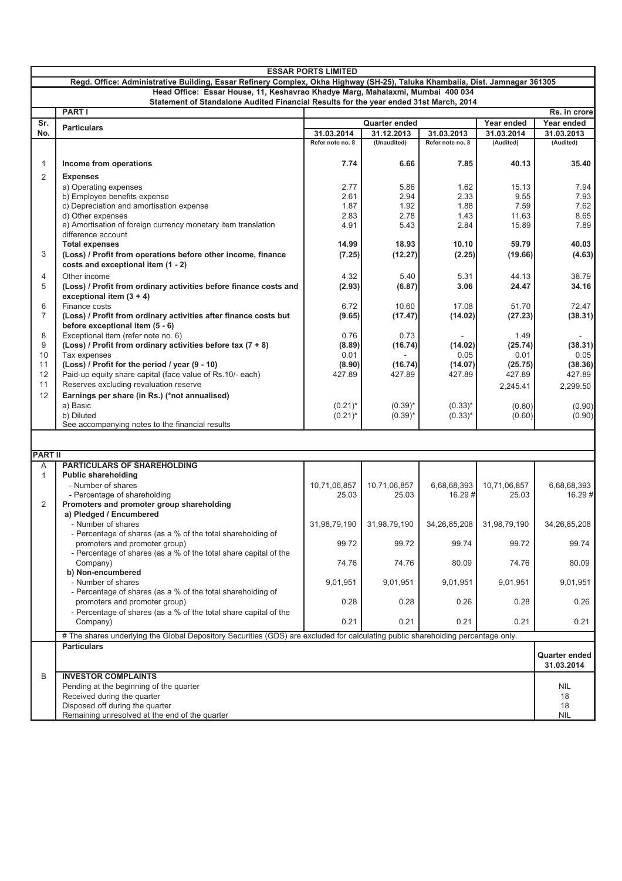# ESSAR PORTS LIMITED

**Regd. Office: Administrative Building, Essar Refinery Complex, Okha Highway (SH-25), Taluka Khambalia, Dist. Jamnagar 361305**

**Head Office: Essar House, 11, Keshavrao Khadye Marg, Mahalaxmi, Mumbai 400 034**

**Statement of Standalone Audited Financial Results for the year ended 31st March, 2014**

**PART I** — Rs. in crore

| Sr. No. | Particulars | Quarter ended | | | Year ended | Year ended |
|---|---|---|---|---|---|---|
| | | 31.03.2014 | 31.12.2013 | 31.03.2013 | 31.03.2014 | 31.03.2013 |
| | | Refer note no. 8 | (Unaudited) | Refer note no. 8 | (Audited) | (Audited) |
| 1 | **Income from operations** | **7.74** | **6.66** | **7.85** | **40.13** | **35.40** |
| 2 | **Expenses** | | | | | |
| | a) Operating expenses | 2.77 | 5.86 | 1.62 | 15.13 | 7.94 |
| | b) Employee benefits expense | 2.61 | 2.94 | 2.33 | 9.55 | 7.93 |
| | c) Depreciation and amortisation expense | 1.87 | 1.92 | 1.88 | 7.59 | 7.62 |
| | d) Other expenses | 2.83 | 2.78 | 1.43 | 11.63 | 8.65 |
| | e) Amortisation of foreign currency monetary item translation difference account | 4.91 | 5.43 | 2.84 | 15.89 | 7.89 |
| | **Total expenses** | **14.99** | **18.93** | **10.10** | **59.79** | **40.03** |
| 3 | **(Loss) / Profit from operations before other income, finance costs and exceptional item (1 - 2)** | **(7.25)** | **(12.27)** | **(2.25)** | **(19.66)** | **(4.63)** |
| 4 | Other income | 4.32 | 5.40 | 5.31 | 44.13 | 38.79 |
| 5 | **(Loss) / Profit from ordinary activities before finance costs and exceptional item (3 + 4)** | **(2.93)** | **(6.87)** | **3.06** | **24.47** | **34.16** |
| 6 | Finance costs | 6.72 | 10.60 | 17.08 | 51.70 | 72.47 |
| 7 | **(Loss) / Profit from ordinary activities after finance costs but before exceptional item (5 - 6)** | **(9.65)** | **(17.47)** | **(14.02)** | **(27.23)** | **(38.31)** |
| 8 | Exceptional item (refer note no. 6) | 0.76 | 0.73 | - | 1.49 | - |
| 9 | **(Loss) / Profit from ordinary activities before tax (7 + 8)** | **(8.89)** | **(16.74)** | **(14.02)** | **(25.74)** | **(38.31)** |
| 10 | Tax expenses | 0.01 | - | 0.05 | 0.01 | 0.05 |
| 11 | **(Loss) / Profit for the period / year (9 - 10)** | **(8.90)** | **(16.74)** | **(14.07)** | **(25.75)** | **(38.36)** |
| 12 | Paid-up equity share capital (face value of Rs.10/- each) | 427.89 | 427.89 | 427.89 | 427.89 | 427.89 |
| 11 | Reserves excluding revaluation reserve | | | | 2,245.41 | 2,299.50 |
| 12 | **Earnings per share (in Rs.) (*not annualised)** | | | | | |
| | a) Basic | (0.21)* | (0.39)* | (0.33)* | (0.60) | (0.90) |
| | b) Diluted | (0.21)* | (0.39)* | (0.33)* | (0.60) | (0.90) |
| | See accompanying notes to the financial results | | | | | |

**PART II**

| | | | | | | |
|---|---|---|---|---|---|---|
| A | **PARTICULARS OF SHAREHOLDING** | | | | | |
| 1 | **Public shareholding** | | | | | |
| | - Number of shares | 10,71,06,857 | 10,71,06,857 | 6,68,68,393 | 10,71,06,857 | 6,68,68,393 |
| | - Percentage of shareholding | 25.03 | 25.03 | 16.29 # | 25.03 | 16.29 # |
| 2 | **Promoters and promoter group shareholding** | | | | | |
| | **a) Pledged / Encumbered** | | | | | |
| | - Number of shares | 31,98,79,190 | 31,98,79,190 | 34,26,85,208 | 31,98,79,190 | 34,26,85,208 |
| | - Percentage of shares (as a % of the total shareholding of promoters and promoter group) | 99.72 | 99.72 | 99.74 | 99.72 | 99.74 |
| | - Percentage of shares (as a % of the total share capital of the Company) | 74.76 | 74.76 | 80.09 | 74.76 | 80.09 |
| | **b) Non-encumbered** | | | | | |
| | - Number of shares | 9,01,951 | 9,01,951 | 9,01,951 | 9,01,951 | 9,01,951 |
| | - Percentage of shares (as a % of the total shareholding of promoters and promoter group) | 0.28 | 0.28 | 0.26 | 0.28 | 0.26 |
| | - Percentage of shares (as a % of the total share capital of the Company) | 0.21 | 0.21 | 0.21 | 0.21 | 0.21 |

# The shares underlying the Global Depository Securities (GDS) are excluded for calculating public shareholding percentage only.

| | Particulars | Quarter ended 31.03.2014 |
|---|---|---|
| B | **INVESTOR COMPLAINTS** | |
| | Pending at the beginning of the quarter | NIL |
| | Received during the quarter | 18 |
| | Disposed off during the quarter | 18 |
| | Remaining unresolved at the end of the quarter | NIL |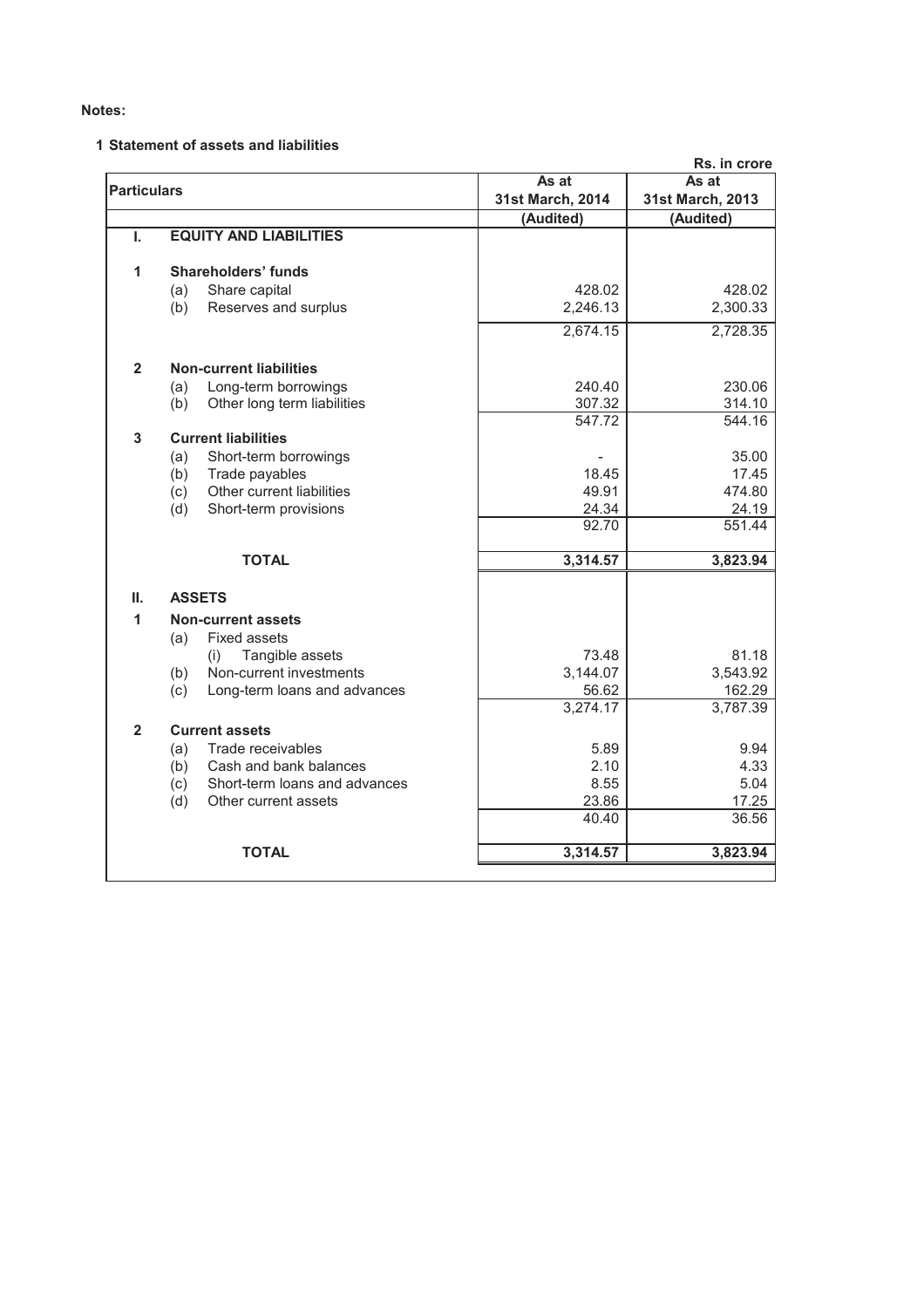**Notes:**

**1 Statement of assets and liabilities**

Rs. in crore

| Particulars | | | As at 31st March, 2014 | As at 31st March, 2013 |
|---|---|---|---|---|
| | | | (Audited) | (Audited) |
| **I.** | **EQUITY AND LIABILITIES** | | | |
| **1** | **Shareholders' funds** | | | |
| | (a) | Share capital | 428.02 | 428.02 |
| | (b) | Reserves and surplus | 2,246.13 | 2,300.33 |
| | | | 2,674.15 | 2,728.35 |
| **2** | **Non-current liabilities** | | | |
| | (a) | Long-term borrowings | 240.40 | 230.06 |
| | (b) | Other long term liabilities | 307.32 | 314.10 |
| | | | 547.72 | 544.16 |
| **3** | **Current liabilities** | | | |
| | (a) | Short-term borrowings | - | 35.00 |
| | (b) | Trade payables | 18.45 | 17.45 |
| | (c) | Other current liabilities | 49.91 | 474.80 |
| | (d) | Short-term provisions | 24.34 | 24.19 |
| | | | 92.70 | 551.44 |
| | | **TOTAL** | **3,314.57** | **3,823.94** |
| **II.** | **ASSETS** | | | |
| **1** | **Non-current assets** | | | |
| | (a) | Fixed assets | | |
| | | (i) Tangible assets | 73.48 | 81.18 |
| | (b) | Non-current investments | 3,144.07 | 3,543.92 |
| | (c) | Long-term loans and advances | 56.62 | 162.29 |
| | | | 3,274.17 | 3,787.39 |
| **2** | **Current assets** | | | |
| | (a) | Trade receivables | 5.89 | 9.94 |
| | (b) | Cash and bank balances | 2.10 | 4.33 |
| | (c) | Short-term loans and advances | 8.55 | 5.04 |
| | (d) | Other current assets | 23.86 | 17.25 |
| | | | 40.40 | 36.56 |
| | | **TOTAL** | **3,314.57** | **3,823.94** |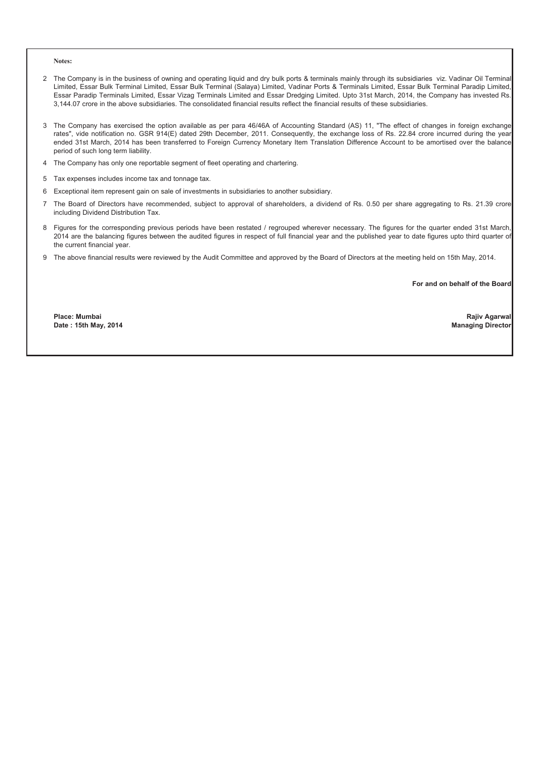**Notes:**

2 The Company is in the business of owning and operating liquid and dry bulk ports & terminals mainly through its subsidiaries viz. Vadinar Oil Terminal Limited, Essar Bulk Terminal Limited, Essar Bulk Terminal (Salaya) Limited, Vadinar Ports & Terminals Limited, Essar Bulk Terminal Paradip Limited, Essar Paradip Terminals Limited, Essar Vizag Terminals Limited and Essar Dredging Limited. Upto 31st March, 2014, the Company has invested Rs. 3,144.07 crore in the above subsidiaries. The consolidated financial results reflect the financial results of these subsidiaries.

3 The Company has exercised the option available as per para 46/46A of Accounting Standard (AS) 11, "The effect of changes in foreign exchange rates", vide notification no. GSR 914(E) dated 29th December, 2011. Consequently, the exchange loss of Rs. 22.84 crore incurred during the year ended 31st March, 2014 has been transferred to Foreign Currency Monetary Item Translation Difference Account to be amortised over the balance period of such long term liability.

4 The Company has only one reportable segment of fleet operating and chartering.

5 Tax expenses includes income tax and tonnage tax.

6 Exceptional item represent gain on sale of investments in subsidiaries to another subsidiary.

7 The Board of Directors have recommended, subject to approval of shareholders, a dividend of Rs. 0.50 per share aggregating to Rs. 21.39 crore including Dividend Distribution Tax.

8 Figures for the corresponding previous periods have been restated / regrouped wherever necessary. The figures for the quarter ended 31st March, 2014 are the balancing figures between the audited figures in respect of full financial year and the published year to date figures upto third quarter of the current financial year.

9 The above financial results were reviewed by the Audit Committee and approved by the Board of Directors at the meeting held on 15th May, 2014.

**For and on behalf of the Board**

**Place: Mumbai**
**Date : 15th May, 2014**

**Rajiv Agarwal**
**Managing Director**